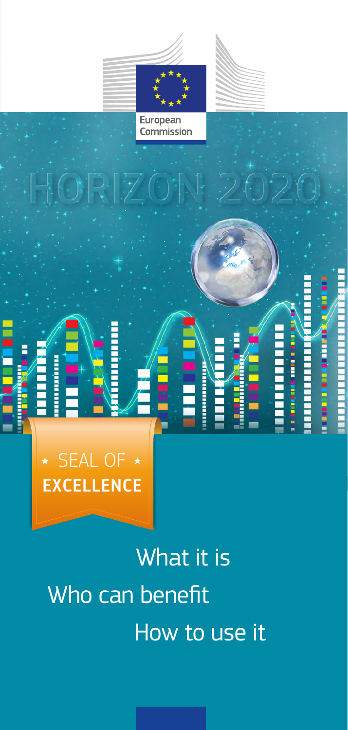European Commission

# HORIZON 2020

# ⋆ SEAL OF ⋆ **EXCELLENCE**

## What it is

## Who can benefit

## How to use it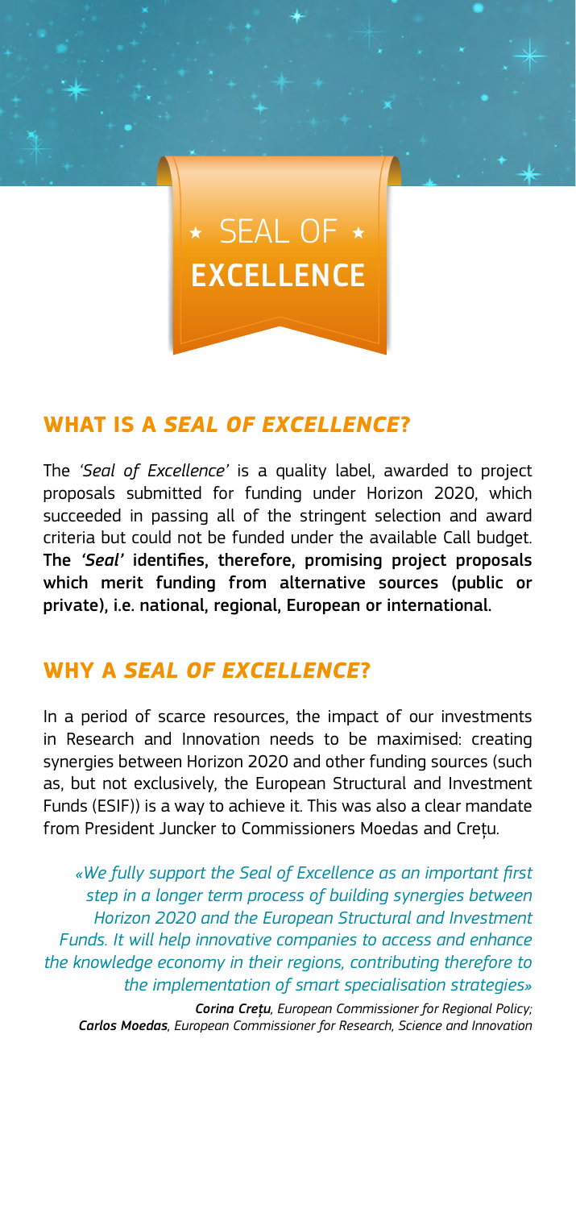# ⋆ SEAL OF ⋆ EXCELLENCE

## WHAT IS A *SEAL OF EXCELLENCE*?

The *'Seal of Excellence'* is a quality label, awarded to project proposals submitted for funding under Horizon 2020, which succeeded in passing all of the stringent selection and award criteria but could not be funded under the available Call budget. **The *'Seal'* identifies, therefore, promising project proposals which merit funding from alternative sources (public or private), i.e. national, regional, European or international.**

## WHY A *SEAL OF EXCELLENCE*?

In a period of scarce resources, the impact of our investments in Research and Innovation needs to be maximised: creating synergies between Horizon 2020 and other funding sources (such as, but not exclusively, the European Structural and Investment Funds (ESIF)) is a way to achieve it. This was also a clear mandate from President Juncker to Commissioners Moedas and Crețu.

*«We fully support the Seal of Excellence as an important first step in a longer term process of building synergies between Horizon 2020 and the European Structural and Investment Funds. It will help innovative companies to access and enhance the knowledge economy in their regions, contributing therefore to the implementation of smart specialisation strategies»*

***Corina Crețu**, European Commissioner for Regional Policy;*
***Carlos Moedas**, European Commissioner for Research, Science and Innovation*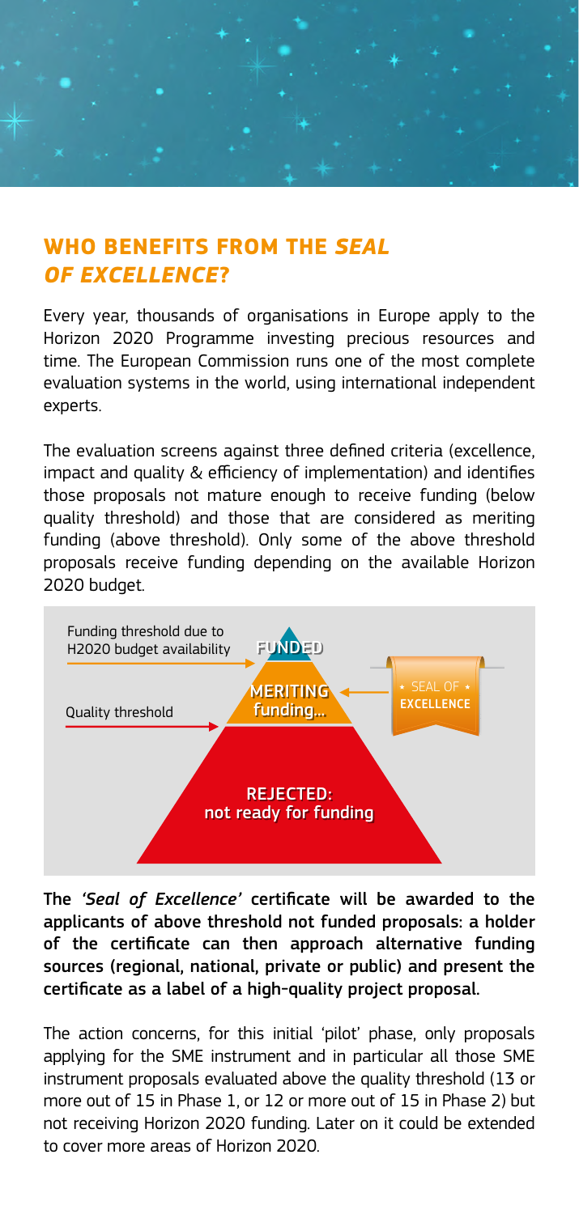## WHO BENEFITS FROM THE *SEAL OF EXCELLENCE*?

Every year, thousands of organisations in Europe apply to the Horizon 2020 Programme investing precious resources and time. The European Commission runs one of the most complete evaluation systems in the world, using international independent experts.

The evaluation screens against three defined criteria (excellence, impact and quality & efficiency of implementation) and identifies those proposals not mature enough to receive funding (below quality threshold) and those that are considered as meriting funding (above threshold). Only some of the above threshold proposals receive funding depending on the available Horizon 2020 budget.

Funding threshold due to H2020 budget availability

FUNDED

MERITING funding...

SEAL OF EXCELLENCE

Quality threshold

REJECTED: not ready for funding

**The *'Seal of Excellence'* certificate will be awarded to the applicants of above threshold not funded proposals: a holder of the certificate can then approach alternative funding sources (regional, national, private or public) and present the certificate as a label of a high-quality project proposal.**

The action concerns, for this initial 'pilot' phase, only proposals applying for the SME instrument and in particular all those SME instrument proposals evaluated above the quality threshold (13 or more out of 15 in Phase 1, or 12 or more out of 15 in Phase 2) but not receiving Horizon 2020 funding. Later on it could be extended to cover more areas of Horizon 2020.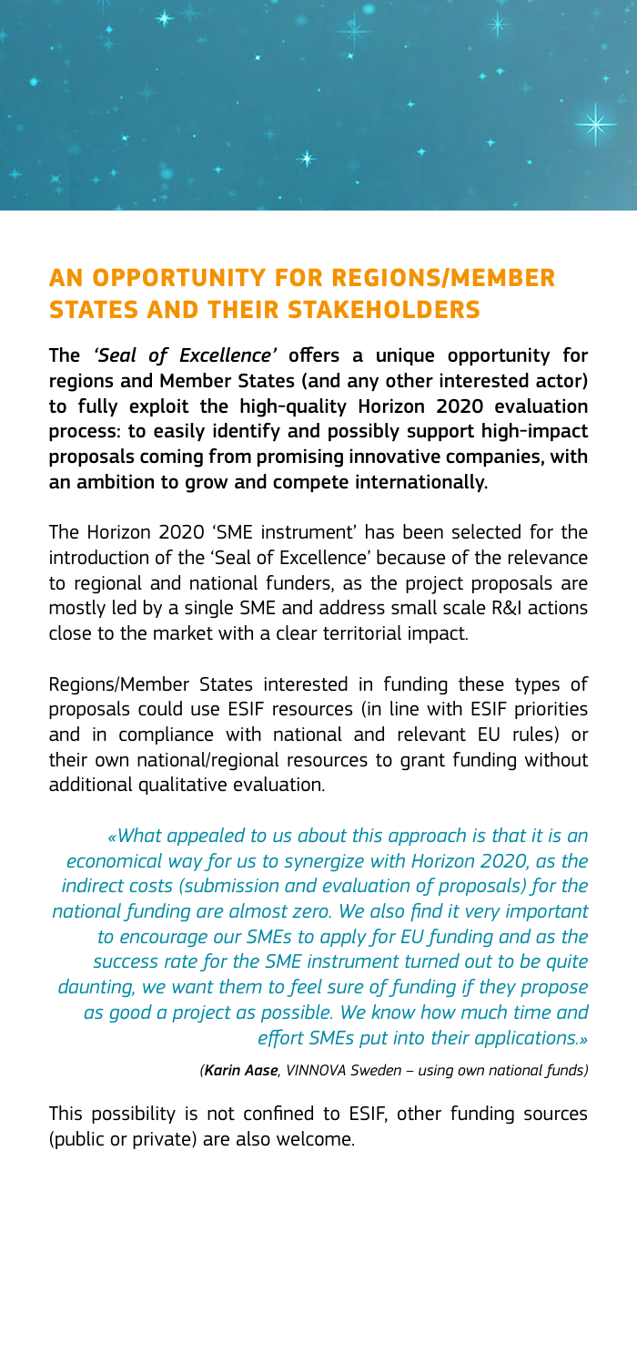## AN OPPORTUNITY FOR REGIONS/MEMBER STATES AND THEIR STAKEHOLDERS

**The *'Seal of Excellence'* offers a unique opportunity for regions and Member States (and any other interested actor) to fully exploit the high-quality Horizon 2020 evaluation process: to easily identify and possibly support high-impact proposals coming from promising innovative companies, with an ambition to grow and compete internationally.**

The Horizon 2020 'SME instrument' has been selected for the introduction of the 'Seal of Excellence' because of the relevance to regional and national funders, as the project proposals are mostly led by a single SME and address small scale R&I actions close to the market with a clear territorial impact.

Regions/Member States interested in funding these types of proposals could use ESIF resources (in line with ESIF priorities and in compliance with national and relevant EU rules) or their own national/regional resources to grant funding without additional qualitative evaluation.

> *«What appealed to us about this approach is that it is an economical way for us to synergize with Horizon 2020, as the indirect costs (submission and evaluation of proposals) for the national funding are almost zero. We also find it very important to encourage our SMEs to apply for EU funding and as the success rate for the SME instrument turned out to be quite daunting, we want them to feel sure of funding if they propose as good a project as possible. We know how much time and effort SMEs put into their applications.»*
>
> *(**Karin Aase**, VINNOVA Sweden – using own national funds)*

This possibility is not confined to ESIF, other funding sources (public or private) are also welcome.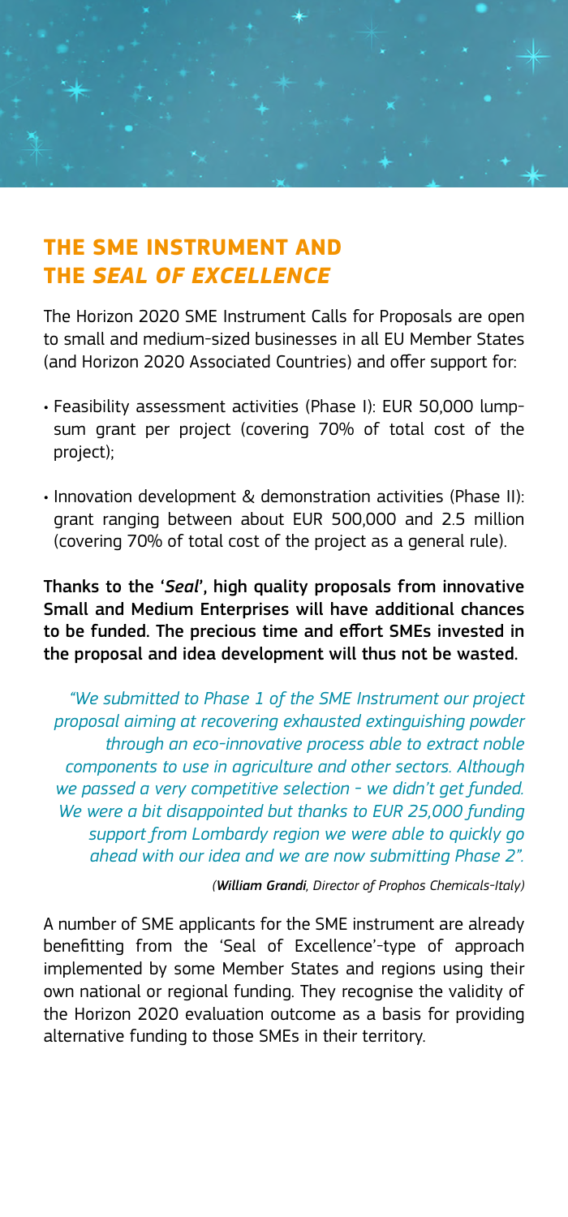## THE SME INSTRUMENT AND THE *SEAL OF EXCELLENCE*

The Horizon 2020 SME Instrument Calls for Proposals are open to small and medium-sized businesses in all EU Member States (and Horizon 2020 Associated Countries) and offer support for:

- Feasibility assessment activities (Phase I): EUR 50,000 lump-sum grant per project (covering 70% of total cost of the project);
- Innovation development & demonstration activities (Phase II): grant ranging between about EUR 500,000 and 2.5 million (covering 70% of total cost of the project as a general rule).

**Thanks to the '*Seal*', high quality proposals from innovative Small and Medium Enterprises will have additional chances to be funded. The precious time and effort SMEs invested in the proposal and idea development will thus not be wasted.**

*"We submitted to Phase 1 of the SME Instrument our project proposal aiming at recovering exhausted extinguishing powder through an eco-innovative process able to extract noble components to use in agriculture and other sectors. Although we passed a very competitive selection - we didn't get funded. We were a bit disappointed but thanks to EUR 25,000 funding support from Lombardy region we were able to quickly go ahead with our idea and we are now submitting Phase 2".*

*(**William Grandi**, Director of Prophos Chemicals-Italy)*

A number of SME applicants for the SME instrument are already benefitting from the 'Seal of Excellence'-type of approach implemented by some Member States and regions using their own national or regional funding. They recognise the validity of the Horizon 2020 evaluation outcome as a basis for providing alternative funding to those SMEs in their territory.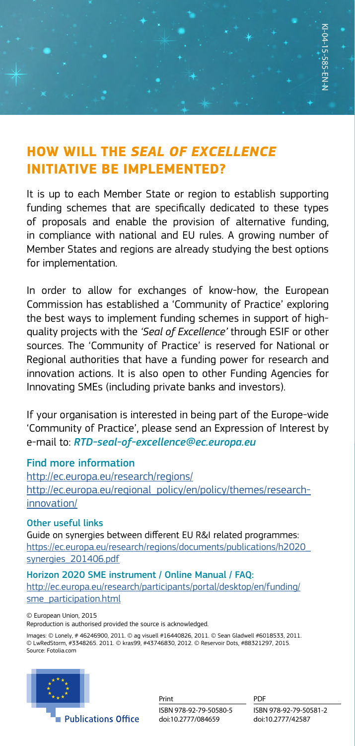KI-04-15-585-EN-N

## HOW WILL THE *SEAL OF EXCELLENCE* INITIATIVE BE IMPLEMENTED?

It is up to each Member State or region to establish supporting funding schemes that are specifically dedicated to these types of proposals and enable the provision of alternative funding, in compliance with national and EU rules. A growing number of Member States and regions are already studying the best options for implementation.

In order to allow for exchanges of know-how, the European Commission has established a 'Community of Practice' exploring the best ways to implement funding schemes in support of high-quality projects with the *'Seal of Excellence'* through ESIF or other sources. The 'Community of Practice' is reserved for National or Regional authorities that have a funding power for research and innovation actions. It is also open to other Funding Agencies for Innovating SMEs (including private banks and investors).

If your organisation is interested in being part of the Europe-wide 'Community of Practice', please send an Expression of Interest by e-mail to: ***RTD-seal-of-excellence@ec.europa.eu***

### Find more information

http://ec.europa.eu/research/regions/
http://ec.europa.eu/regional_policy/en/policy/themes/research-innovation/

#### Other useful links

Guide on synergies between different EU R&I related programmes:
https://ec.europa.eu/research/regions/documents/publications/h2020_synergies_201406.pdf

#### Horizon 2020 SME instrument / Online Manual / FAQ:

http://ec.europa.eu/research/participants/portal/desktop/en/funding/sme_participation.html

© European Union, 2015
Reproduction is authorised provided the source is acknowledged.

Images: © Lonely, # 46246900, 2011. © ag visuell #16440826, 2011. © Sean Gladwell #6018533, 2011. © LwRedStorm, #3348265. 2011. © kras99, #43746830, 2012. © Reservoir Dots, #88321297, 2015. Source: Fotolia.com

Publications Office

| Print | PDF |
|---|---|
| ISBN 978-92-79-50580-5 | ISBN 978-92-79-50581-2 |
| doi:10.2777/084659 | doi:10.2777/42587 |